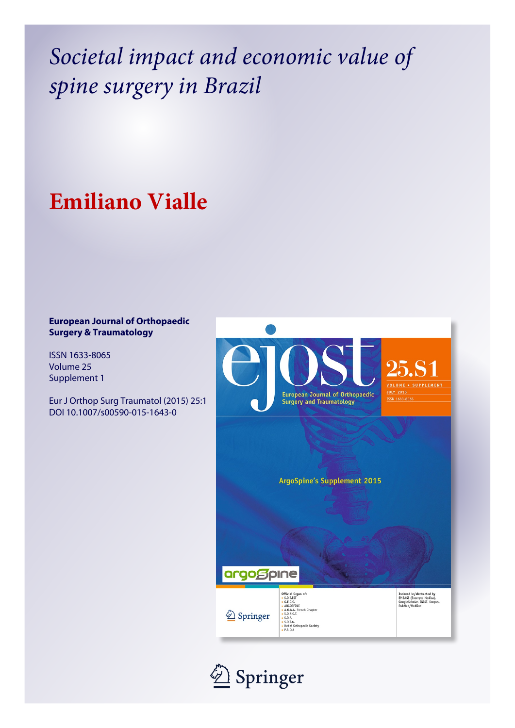# *Societal impact and economic value of spine surgery in Brazil*

## Emiliano Vialle

**European Journal of Orthopaedic Surgery & Traumatology**

ISSN 1633-8065
Volume 25
Supplement 1

Eur J Orthop Surg Traumatol (2015) 25:1
DOI 10.1007/s00590-015-1643-0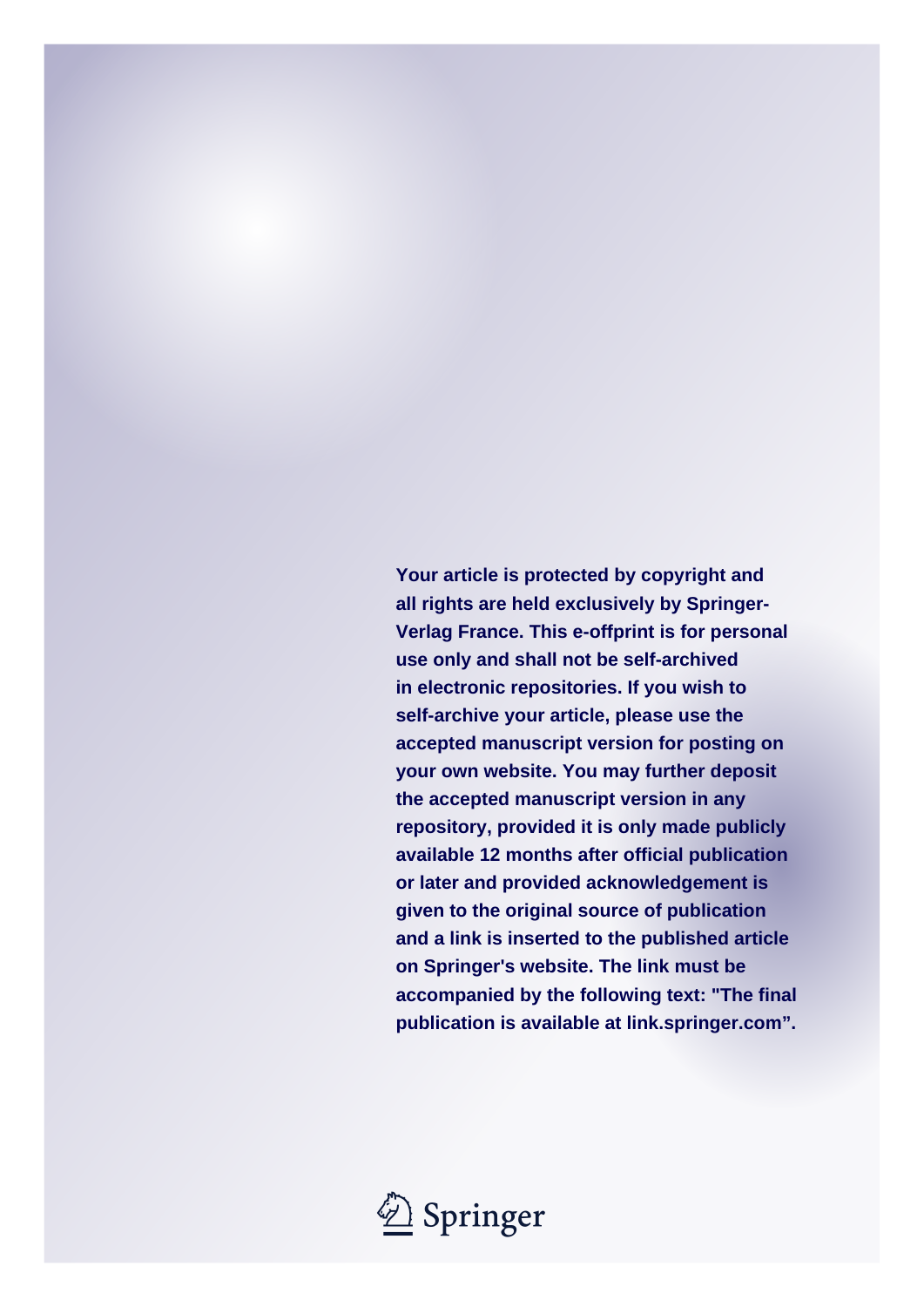**Your article is protected by copyright and all rights are held exclusively by Springer-Verlag France. This e-offprint is for personal use only and shall not be self-archived in electronic repositories. If you wish to self-archive your article, please use the accepted manuscript version for posting on your own website. You may further deposit the accepted manuscript version in any repository, provided it is only made publicly available 12 months after official publication or later and provided acknowledgement is given to the original source of publication and a link is inserted to the published article on Springer's website. The link must be accompanied by the following text: "The final publication is available at link.springer.com".**

Springer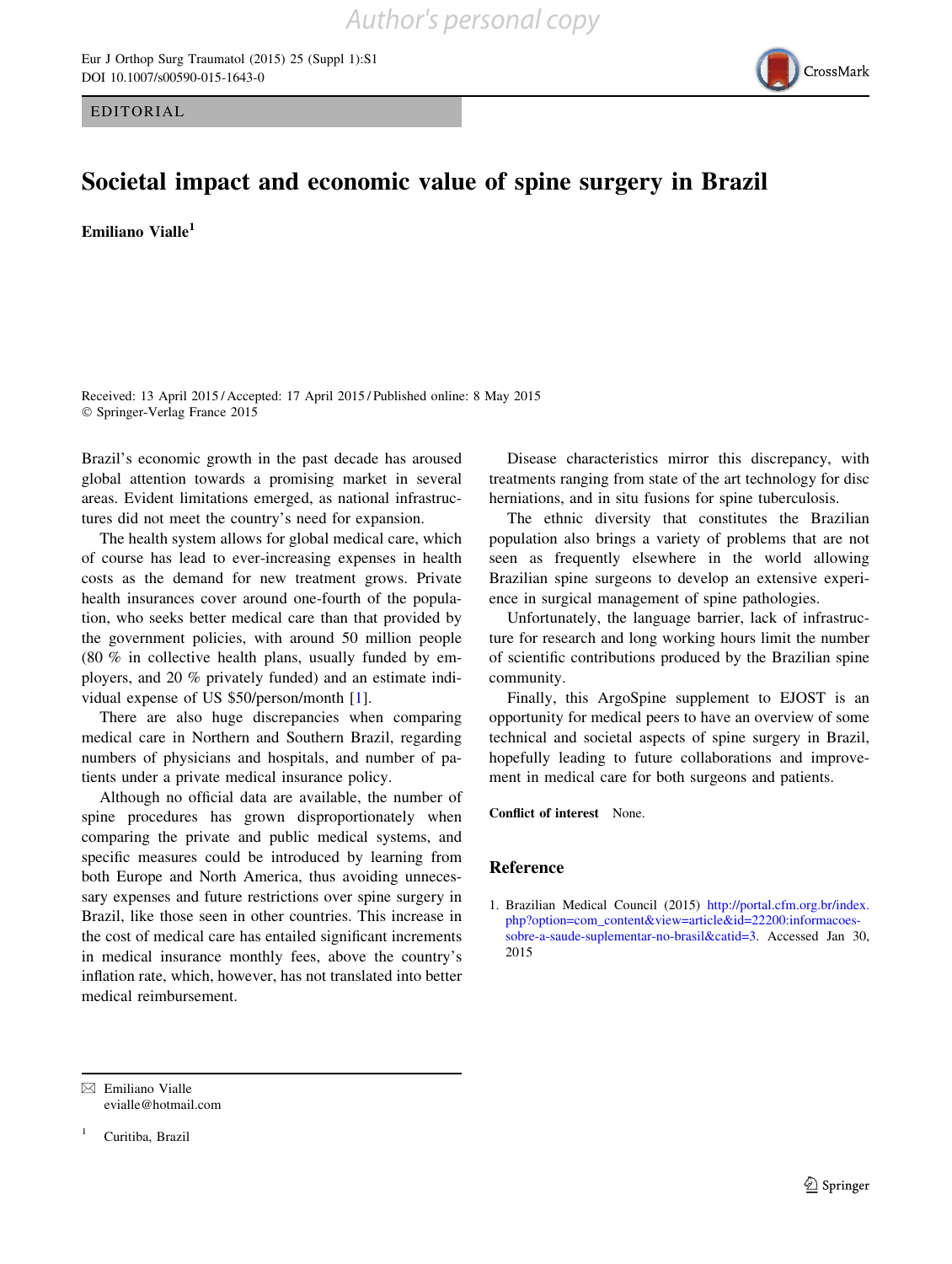EDITORIAL

# Societal impact and economic value of spine surgery in Brazil

**Emiliano Vialle**[1]

Received: 13 April 2015 / Accepted: 17 April 2015 / Published online: 8 May 2015
© Springer-Verlag France 2015

Brazil's economic growth in the past decade has aroused global attention towards a promising market in several areas. Evident limitations emerged, as national infrastructures did not meet the country's need for expansion.

The health system allows for global medical care, which of course has lead to ever-increasing expenses in health costs as the demand for new treatment grows. Private health insurances cover around one-fourth of the population, who seeks better medical care than that provided by the government policies, with around 50 million people (80 % in collective health plans, usually funded by employers, and 20 % privately funded) and an estimate individual expense of US $50/person/month [1].

There are also huge discrepancies when comparing medical care in Northern and Southern Brazil, regarding numbers of physicians and hospitals, and number of patients under a private medical insurance policy.

Although no official data are available, the number of spine procedures has grown disproportionately when comparing the private and public medical systems, and specific measures could be introduced by learning from both Europe and North America, thus avoiding unnecessary expenses and future restrictions over spine surgery in Brazil, like those seen in other countries. This increase in the cost of medical care has entailed significant increments in medical insurance monthly fees, above the country's inflation rate, which, however, has not translated into better medical reimbursement.

Disease characteristics mirror this discrepancy, with treatments ranging from state of the art technology for disc herniations, and in situ fusions for spine tuberculosis.

The ethnic diversity that constitutes the Brazilian population also brings a variety of problems that are not seen as frequently elsewhere in the world allowing Brazilian spine surgeons to develop an extensive experience in surgical management of spine pathologies.

Unfortunately, the language barrier, lack of infrastructure for research and long working hours limit the number of scientific contributions produced by the Brazilian spine community.

Finally, this ArgoSpine supplement to EJOST is an opportunity for medical peers to have an overview of some technical and societal aspects of spine surgery in Brazil, hopefully leading to future collaborations and improvement in medical care for both surgeons and patients.

**Conflict of interest** None.

## Reference

1. Brazilian Medical Council (2015) http://portal.cfm.org.br/index.php?option=com_content&view=article&id=22200:informacoes-sobre-a-saude-suplementar-no-brasil&catid=3. Accessed Jan 30, 2015

✉ Emiliano Vialle
evialle@hotmail.com

[1] Curitiba, Brazil